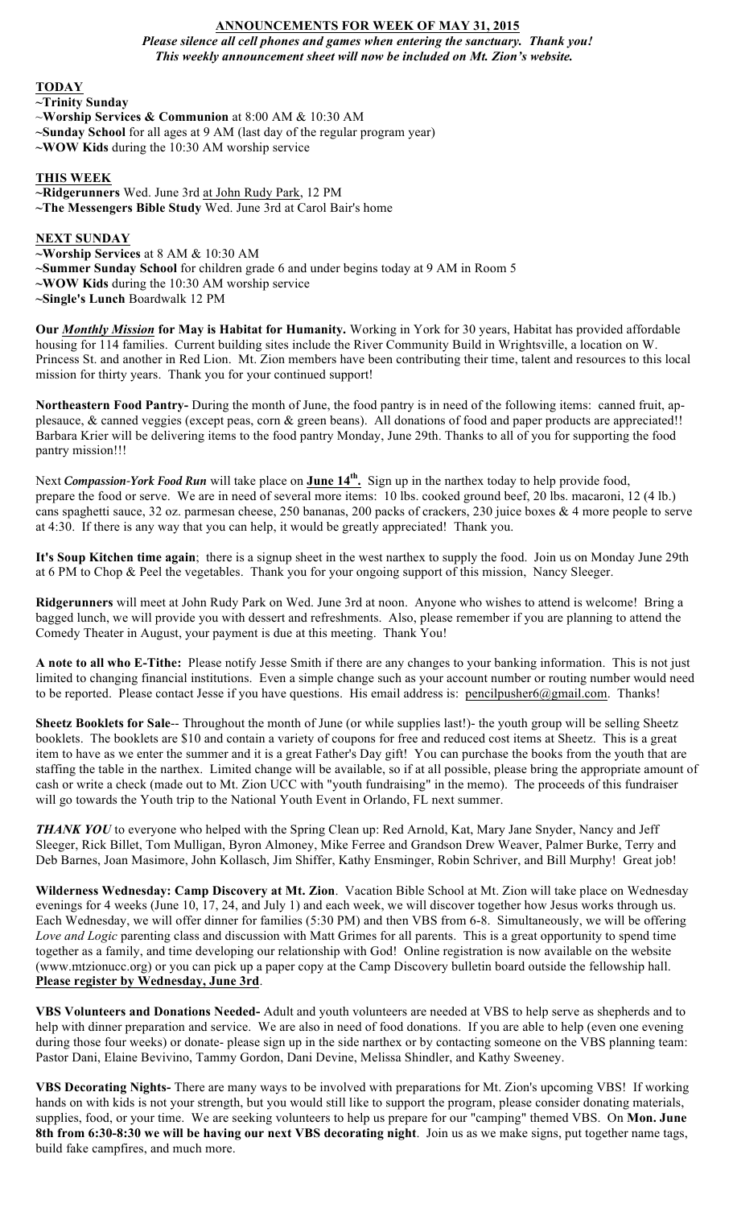## ANNOUNCEMENTS FOR WEEK OF MAY 31, 2015

***Please silence all cell phones and games when entering the sanctuary. Thank you!***
***This weekly announcement sheet will now be included on Mt. Zion's website.***

**TODAY**

**~Trinity Sunday**
~**Worship Services & Communion** at 8:00 AM & 10:30 AM
**~Sunday School** for all ages at 9 AM (last day of the regular program year)
**~WOW Kids** during the 10:30 AM worship service

**THIS WEEK**

**~Ridgerunners** Wed. June 3rd at John Rudy Park, 12 PM
**~The Messengers Bible Study** Wed. June 3rd at Carol Bair's home

**NEXT SUNDAY**

**~Worship Services** at 8 AM & 10:30 AM
**~Summer Sunday School** for children grade 6 and under begins today at 9 AM in Room 5
**~WOW Kids** during the 10:30 AM worship service
**~Single's Lunch** Boardwalk 12 PM

**Our *Monthly Mission* for May is Habitat for Humanity.** Working in York for 30 years, Habitat has provided affordable housing for 114 families. Current building sites include the River Community Build in Wrightsville, a location on W. Princess St. and another in Red Lion. Mt. Zion members have been contributing their time, talent and resources to this local mission for thirty years. Thank you for your continued support!

**Northeastern Food Pantry-** During the month of June, the food pantry is in need of the following items: canned fruit, applesauce, & canned veggies (except peas, corn & green beans). All donations of food and paper products are appreciated!! Barbara Krier will be delivering items to the food pantry Monday, June 29th. Thanks to all of you for supporting the food pantry mission!!!

Next ***Compassion-York Food Run*** will take place on **June 14th.** Sign up in the narthex today to help provide food, prepare the food or serve. We are in need of several more items: 10 lbs. cooked ground beef, 20 lbs. macaroni, 12 (4 lb.) cans spaghetti sauce, 32 oz. parmesan cheese, 250 bananas, 200 packs of crackers, 230 juice boxes & 4 more people to serve at 4:30. If there is any way that you can help, it would be greatly appreciated! Thank you.

**It's Soup Kitchen time again**; there is a signup sheet in the west narthex to supply the food. Join us on Monday June 29th at 6 PM to Chop & Peel the vegetables. Thank you for your ongoing support of this mission, Nancy Sleeger.

**Ridgerunners** will meet at John Rudy Park on Wed. June 3rd at noon. Anyone who wishes to attend is welcome! Bring a bagged lunch, we will provide you with dessert and refreshments. Also, please remember if you are planning to attend the Comedy Theater in August, your payment is due at this meeting. Thank You!

**A note to all who E-Tithe:** Please notify Jesse Smith if there are any changes to your banking information. This is not just limited to changing financial institutions. Even a simple change such as your account number or routing number would need to be reported. Please contact Jesse if you have questions. His email address is: pencilpusher6@gmail.com. Thanks!

**Sheetz Booklets for Sale**-- Throughout the month of June (or while supplies last!)- the youth group will be selling Sheetz booklets. The booklets are $10 and contain a variety of coupons for free and reduced cost items at Sheetz. This is a great item to have as we enter the summer and it is a great Father's Day gift! You can purchase the books from the youth that are staffing the table in the narthex. Limited change will be available, so if at all possible, please bring the appropriate amount of cash or write a check (made out to Mt. Zion UCC with "youth fundraising" in the memo). The proceeds of this fundraiser will go towards the Youth trip to the National Youth Event in Orlando, FL next summer.

***THANK YOU*** to everyone who helped with the Spring Clean up: Red Arnold, Kat, Mary Jane Snyder, Nancy and Jeff Sleeger, Rick Billet, Tom Mulligan, Byron Almoney, Mike Ferree and Grandson Drew Weaver, Palmer Burke, Terry and Deb Barnes, Joan Masimore, John Kollasch, Jim Shiffer, Kathy Ensminger, Robin Schriver, and Bill Murphy! Great job!

**Wilderness Wednesday: Camp Discovery at Mt. Zion**. Vacation Bible School at Mt. Zion will take place on Wednesday evenings for 4 weeks (June 10, 17, 24, and July 1) and each week, we will discover together how Jesus works through us. Each Wednesday, we will offer dinner for families (5:30 PM) and then VBS from 6-8. Simultaneously, we will be offering *Love and Logic* parenting class and discussion with Matt Grimes for all parents. This is a great opportunity to spend time together as a family, and time developing our relationship with God! Online registration is now available on the website (www.mtzionucc.org) or you can pick up a paper copy at the Camp Discovery bulletin board outside the fellowship hall. **Please register by Wednesday, June 3rd**.

**VBS Volunteers and Donations Needed-** Adult and youth volunteers are needed at VBS to help serve as shepherds and to help with dinner preparation and service. We are also in need of food donations. If you are able to help (even one evening during those four weeks) or donate- please sign up in the side narthex or by contacting someone on the VBS planning team: Pastor Dani, Elaine Bivevino, Tammy Gordon, Dani Devine, Melissa Shindler, and Kathy Sweeney.

**VBS Decorating Nights-** There are many ways to be involved with preparations for Mt. Zion's upcoming VBS! If working hands on with kids is not your strength, but you would still like to support the program, please consider donating materials, supplies, food, or your time. We are seeking volunteers to help us prepare for our "camping" themed VBS. On **Mon. June 8th from 6:30-8:30 we will be having our next VBS decorating night**. Join us as we make signs, put together name tags, build fake campfires, and much more.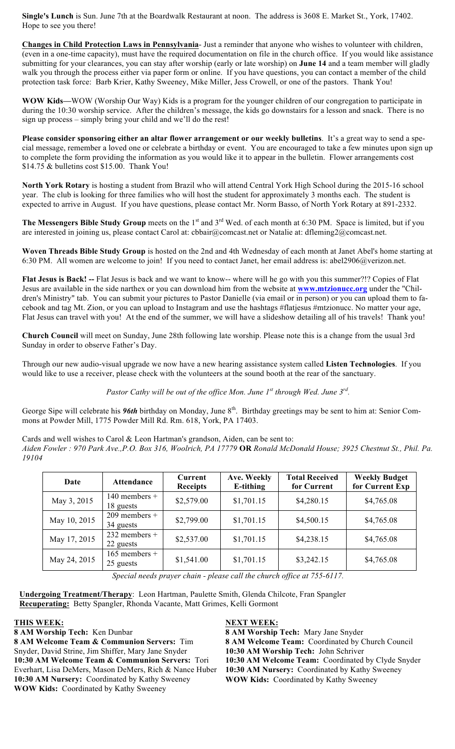**Single's Lunch** is Sun. June 7th at the Boardwalk Restaurant at noon. The address is 3608 E. Market St., York, 17402. Hope to see you there!

**Changes in Child Protection Laws in Pennsylvania**- Just a reminder that anyone who wishes to volunteer with children, (even in a one-time capacity), must have the required documentation on file in the church office. If you would like assistance submitting for your clearances, you can stay after worship (early or late worship) on **June 14** and a team member will gladly walk you through the process either via paper form or online. If you have questions, you can contact a member of the child protection task force: Barb Krier, Kathy Sweeney, Mike Miller, Jess Crowell, or one of the pastors. Thank You!

**WOW Kids—**WOW (Worship Our Way) Kids is a program for the younger children of our congregation to participate in during the 10:30 worship service. After the children's message, the kids go downstairs for a lesson and snack. There is no sign up process – simply bring your child and we'll do the rest!

**Please consider sponsoring either an altar flower arrangement or our weekly bulletins**. It's a great way to send a special message, remember a loved one or celebrate a birthday or event. You are encouraged to take a few minutes upon sign up to complete the form providing the information as you would like it to appear in the bulletin. Flower arrangements cost $14.75 & bulletins cost $15.00. Thank You!

**North York Rotary** is hosting a student from Brazil who will attend Central York High School during the 2015-16 school year. The club is looking for three families who will host the student for approximately 3 months each. The student is expected to arrive in August. If you have questions, please contact Mr. Norm Basso, of North York Rotary at 891-2332.

**The Messengers Bible Study Group** meets on the 1st and 3rd Wed. of each month at 6:30 PM. Space is limited, but if you are interested in joining us, please contact Carol at: cbbair@comcast.net or Natalie at: dfleming2@comcast.net.

**Woven Threads Bible Study Group** is hosted on the 2nd and 4th Wednesday of each month at Janet Abel's home starting at 6:30 PM. All women are welcome to join! If you need to contact Janet, her email address is: abel2906@verizon.net.

**Flat Jesus is Back! --** Flat Jesus is back and we want to know-- where will he go with you this summer?!? Copies of Flat Jesus are available in the side narthex or you can download him from the website at **www.mtzionucc.org** under the "Children's Ministry" tab. You can submit your pictures to Pastor Danielle (via email or in person) or you can upload them to facebook and tag Mt. Zion, or you can upload to Instagram and use the hashtags #flatjesus #mtzionucc. No matter your age, Flat Jesus can travel with you! At the end of the summer, we will have a slideshow detailing all of his travels! Thank you!

**Church Council** will meet on Sunday, June 28th following late worship. Please note this is a change from the usual 3rd Sunday in order to observe Father's Day.

Through our new audio-visual upgrade we now have a new hearing assistance system called **Listen Technologies**. If you would like to use a receiver, please check with the volunteers at the sound booth at the rear of the sanctuary.

*Pastor Cathy will be out of the office Mon. June 1st through Wed. June 3rd.*

George Sipe will celebrate his ***96th*** birthday on Monday, June 8th. Birthday greetings may be sent to him at: Senior Commons at Powder Mill, 1775 Powder Mill Rd. Rm. 618, York, PA 17403.

Cards and well wishes to Carol & Leon Hartman's grandson, Aiden, can be sent to:
*Aiden Fowler : 970 Park Ave.,P.O. Box 316, Woolrich, PA 17779* **OR** *Ronald McDonald House; 3925 Chestnut St., Phil. Pa. 19104*

| Date | Attendance | Current Receipts | Ave. Weekly E-tithing | Total Received for Current | Weekly Budget for Current Exp |
|---|---|---|---|---|---|
| May 3, 2015 | 140 members + 18 guests | $2,579.00 | $1,701.15 | $4,280.15 | $4,765.08 |
| May 10, 2015 | 209 members + 34 guests | $2,799.00 | $1,701.15 | $4,500.15 | $4,765.08 |
| May 17, 2015 | 232 members + 22 guests | $2,537.00 | $1,701.15 | $4,238.15 | $4,765.08 |
| May 24, 2015 | 165 members + 25 guests | $1,541.00 | $1,701.15 | $3,242.15 | $4,765.08 |

*Special needs prayer chain - please call the church office at 755-6117.*

**Undergoing Treatment/Therapy**: Leon Hartman, Paulette Smith, Glenda Chilcote, Fran Spangler
**Recuperating:** Betty Spangler, Rhonda Vacante, Matt Grimes, Kelli Gormont

**THIS WEEK:**

**8 AM Worship Tech:** Ken Dunbar
**8 AM Welcome Team & Communion Servers:** Tim Snyder, David Strine, Jim Shiffer, Mary Jane Snyder
**10:30 AM Welcome Team & Communion Servers:** Tori Everhart, Lisa DeMers, Mason DeMers, Rich & Nance Huber
**10:30 AM Nursery:** Coordinated by Kathy Sweeney
**WOW Kids:** Coordinated by Kathy Sweeney

**NEXT WEEK:**

**8 AM Worship Tech:** Mary Jane Snyder
**8 AM Welcome Team:** Coordinated by Church Council
**10:30 AM Worship Tech:** John Schriver
**10:30 AM Welcome Team:** Coordinated by Clyde Snyder
**10:30 AM Nursery:** Coordinated by Kathy Sweeney
**WOW Kids:** Coordinated by Kathy Sweeney